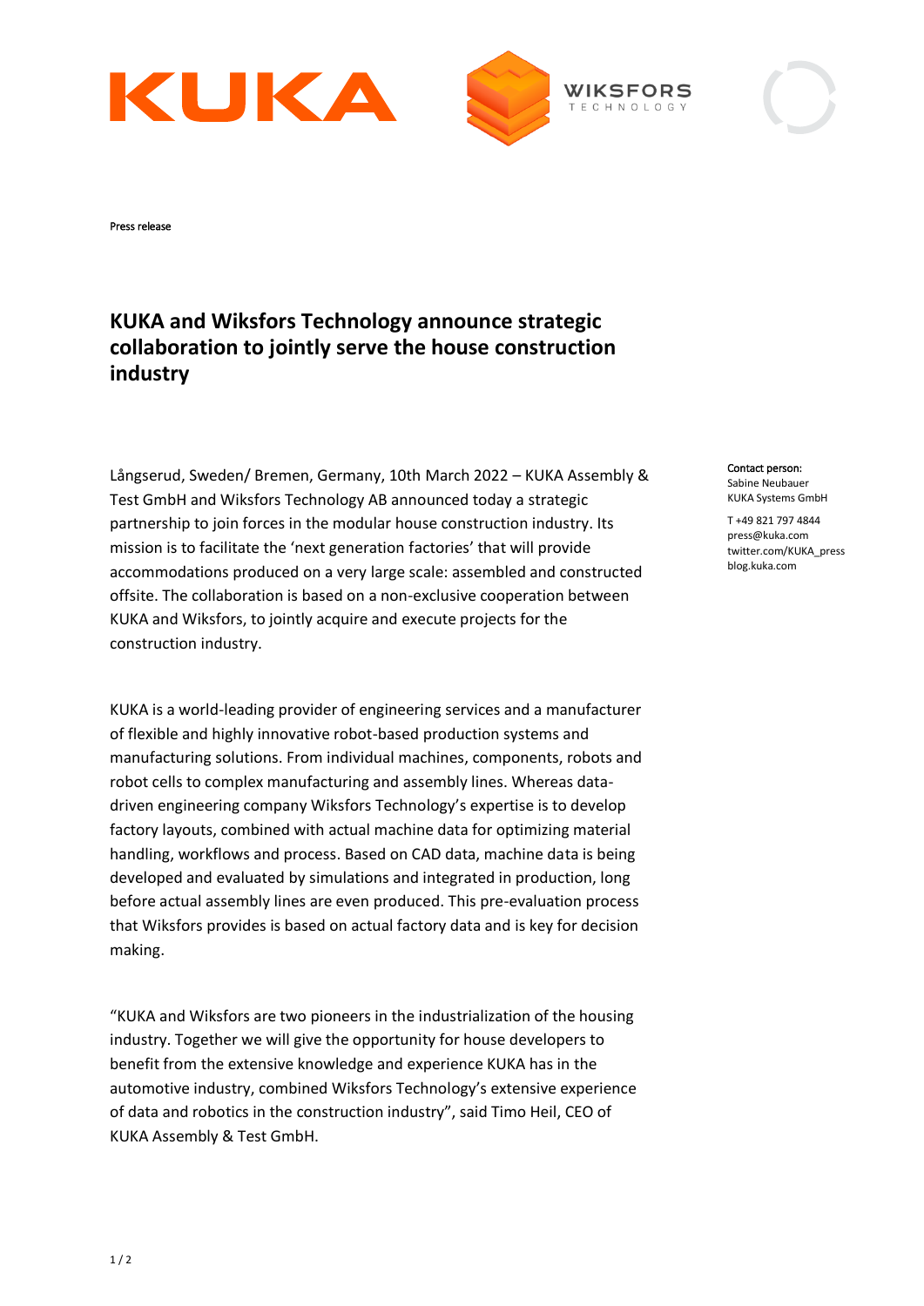Press release

# KUKA and Wiksfors Technology announce strategic collaboration to jointly serve the house construction industry

Långserud, Sweden/ Bremen, Germany, 10th March 2022 – KUKA Assembly & Test GmbH and Wiksfors Technology AB announced today a strategic partnership to join forces in the modular house construction industry. Its mission is to facilitate the 'next generation factories' that will provide accommodations produced on a very large scale: assembled and constructed offsite. The collaboration is based on a non-exclusive cooperation between KUKA and Wiksfors, to jointly acquire and execute projects for the construction industry.

**Contact person:**
Sabine Neubauer
KUKA Systems GmbH

T +49 821 797 4844
press@kuka.com
twitter.com/KUKA_press
blog.kuka.com

KUKA is a world-leading provider of engineering services and a manufacturer of flexible and highly innovative robot-based production systems and manufacturing solutions. From individual machines, components, robots and robot cells to complex manufacturing and assembly lines. Whereas data-driven engineering company Wiksfors Technology's expertise is to develop factory layouts, combined with actual machine data for optimizing material handling, workflows and process. Based on CAD data, machine data is being developed and evaluated by simulations and integrated in production, long before actual assembly lines are even produced. This pre-evaluation process that Wiksfors provides is based on actual factory data and is key for decision making.

"KUKA and Wiksfors are two pioneers in the industrialization of the housing industry. Together we will give the opportunity for house developers to benefit from the extensive knowledge and experience KUKA has in the automotive industry, combined Wiksfors Technology's extensive experience of data and robotics in the construction industry", said Timo Heil, CEO of KUKA Assembly & Test GmbH.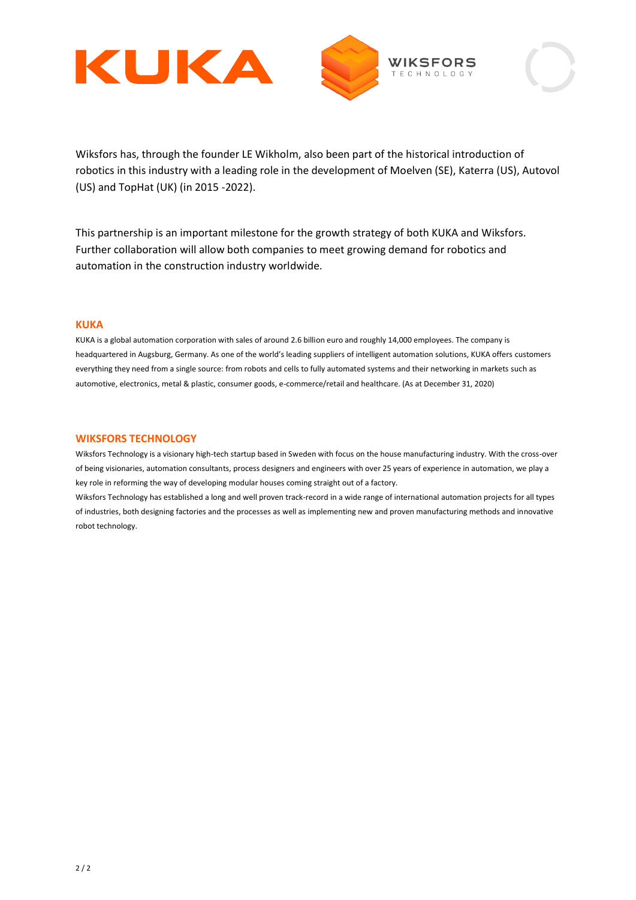Wiksfors has, through the founder LE Wikholm, also been part of the historical introduction of robotics in this industry with a leading role in the development of Moelven (SE), Katerra (US), Autovol (US) and TopHat (UK) (in 2015 -2022).

This partnership is an important milestone for the growth strategy of both KUKA and Wiksfors. Further collaboration will allow both companies to meet growing demand for robotics and automation in the construction industry worldwide.

## KUKA

KUKA is a global automation corporation with sales of around 2.6 billion euro and roughly 14,000 employees. The company is headquartered in Augsburg, Germany. As one of the world's leading suppliers of intelligent automation solutions, KUKA offers customers everything they need from a single source: from robots and cells to fully automated systems and their networking in markets such as automotive, electronics, metal & plastic, consumer goods, e-commerce/retail and healthcare. (As at December 31, 2020)

## WIKSFORS TECHNOLOGY

Wiksfors Technology is a visionary high-tech startup based in Sweden with focus on the house manufacturing industry. With the cross-over of being visionaries, automation consultants, process designers and engineers with over 25 years of experience in automation, we play a key role in reforming the way of developing modular houses coming straight out of a factory.

Wiksfors Technology has established a long and well proven track-record in a wide range of international automation projects for all types of industries, both designing factories and the processes as well as implementing new and proven manufacturing methods and innovative robot technology.